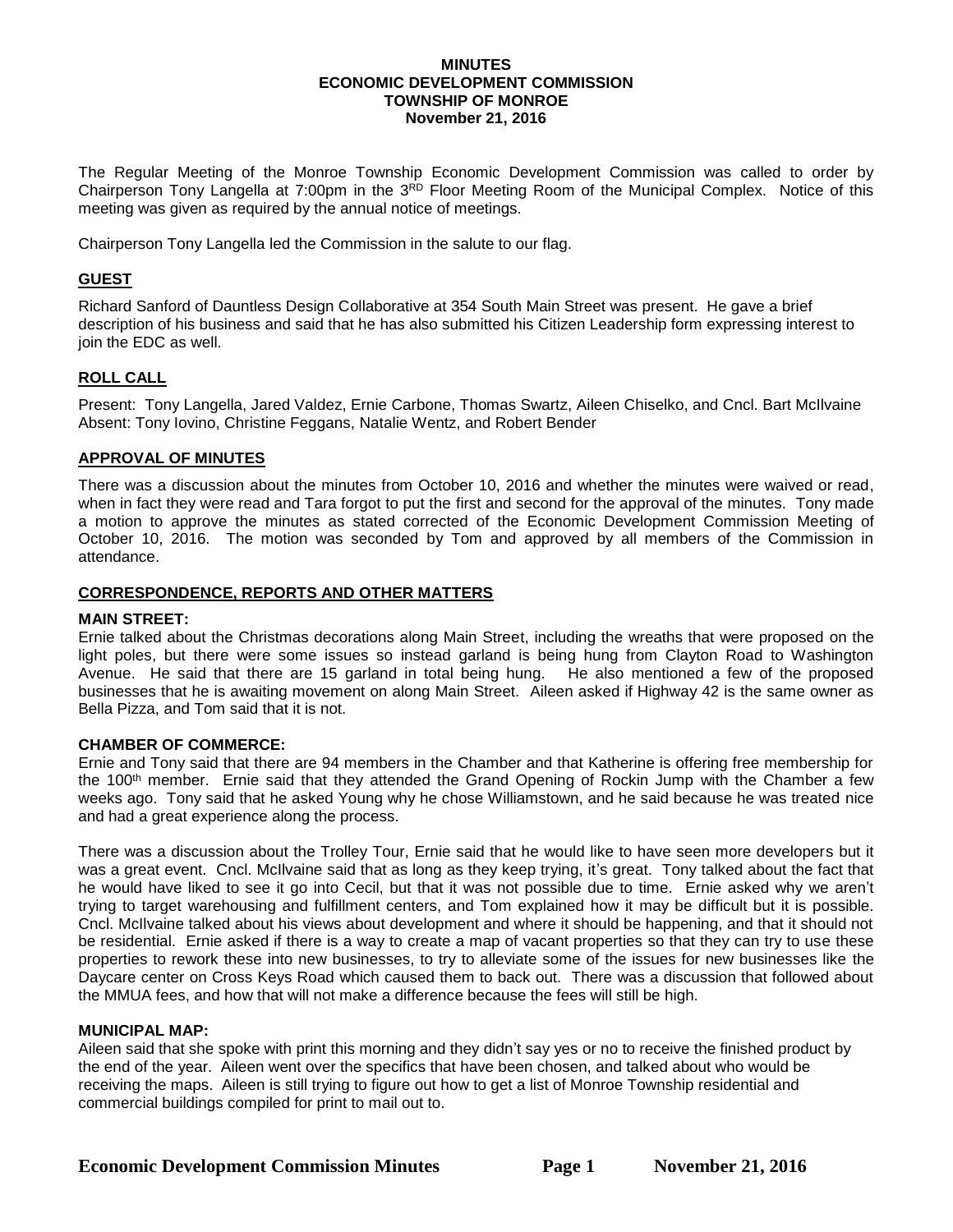**MINUTES**
**ECONOMIC DEVELOPMENT COMMISSION**
**TOWNSHIP OF MONROE**
**November 21, 2016**

The Regular Meeting of the Monroe Township Economic Development Commission was called to order by Chairperson Tony Langella at 7:00pm in the 3RD Floor Meeting Room of the Municipal Complex. Notice of this meeting was given as required by the annual notice of meetings.

Chairperson Tony Langella led the Commission in the salute to our flag.

## GUEST

Richard Sanford of Dauntless Design Collaborative at 354 South Main Street was present. He gave a brief description of his business and said that he has also submitted his Citizen Leadership form expressing interest to join the EDC as well.

## ROLL CALL

Present: Tony Langella, Jared Valdez, Ernie Carbone, Thomas Swartz, Aileen Chiselko, and Cncl. Bart McIlvaine
Absent: Tony Iovino, Christine Feggans, Natalie Wentz, and Robert Bender

## APPROVAL OF MINUTES

There was a discussion about the minutes from October 10, 2016 and whether the minutes were waived or read, when in fact they were read and Tara forgot to put the first and second for the approval of the minutes. Tony made a motion to approve the minutes as stated corrected of the Economic Development Commission Meeting of October 10, 2016. The motion was seconded by Tom and approved by all members of the Commission in attendance.

## CORRESPONDENCE, REPORTS AND OTHER MATTERS

### MAIN STREET:

Ernie talked about the Christmas decorations along Main Street, including the wreaths that were proposed on the light poles, but there were some issues so instead garland is being hung from Clayton Road to Washington Avenue. He said that there are 15 garland in total being hung. He also mentioned a few of the proposed businesses that he is awaiting movement on along Main Street. Aileen asked if Highway 42 is the same owner as Bella Pizza, and Tom said that it is not.

### CHAMBER OF COMMERCE:

Ernie and Tony said that there are 94 members in the Chamber and that Katherine is offering free membership for the 100th member. Ernie said that they attended the Grand Opening of Rockin Jump with the Chamber a few weeks ago. Tony said that he asked Young why he chose Williamstown, and he said because he was treated nice and had a great experience along the process.

There was a discussion about the Trolley Tour, Ernie said that he would like to have seen more developers but it was a great event. Cncl. McIlvaine said that as long as they keep trying, it's great. Tony talked about the fact that he would have liked to see it go into Cecil, but that it was not possible due to time. Ernie asked why we aren't trying to target warehousing and fulfillment centers, and Tom explained how it may be difficult but it is possible. Cncl. McIlvaine talked about his views about development and where it should be happening, and that it should not be residential. Ernie asked if there is a way to create a map of vacant properties so that they can try to use these properties to rework these into new businesses, to try to alleviate some of the issues for new businesses like the Daycare center on Cross Keys Road which caused them to back out. There was a discussion that followed about the MMUA fees, and how that will not make a difference because the fees will still be high.

### MUNICIPAL MAP:

Aileen said that she spoke with print this morning and they didn't say yes or no to receive the finished product by the end of the year. Aileen went over the specifics that have been chosen, and talked about who would be receiving the maps. Aileen is still trying to figure out how to get a list of Monroe Township residential and commercial buildings compiled for print to mail out to.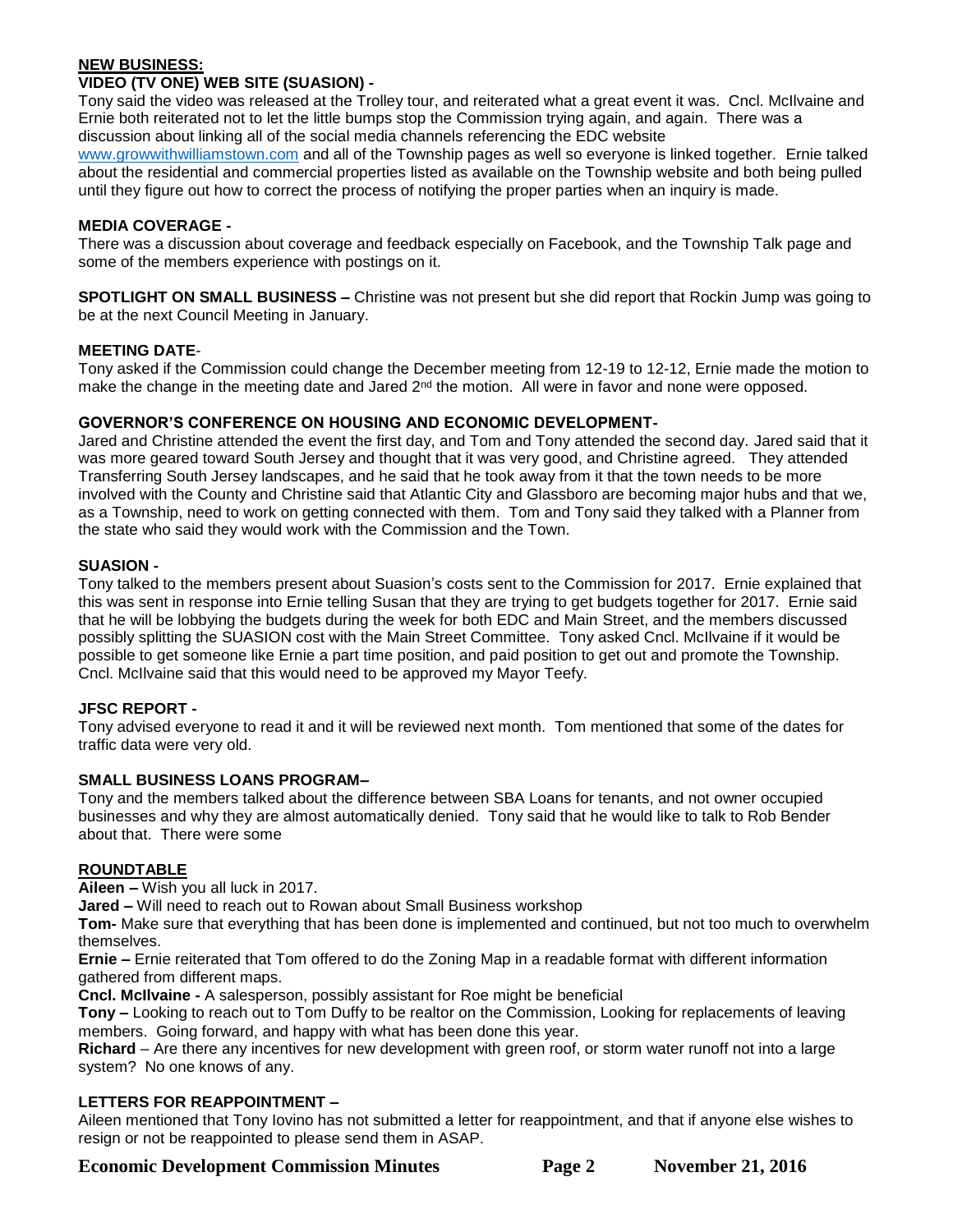## NEW BUSINESS:

### VIDEO (TV ONE) WEB SITE (SUASION) -

Tony said the video was released at the Trolley tour, and reiterated what a great event it was. Cncl. McIlvaine and Ernie both reiterated not to let the little bumps stop the Commission trying again, and again. There was a discussion about linking all of the social media channels referencing the EDC website www.growwithwilliamstown.com and all of the Township pages as well so everyone is linked together. Ernie talked about the residential and commercial properties listed as available on the Township website and both being pulled until they figure out how to correct the process of notifying the proper parties when an inquiry is made.

### MEDIA COVERAGE -

There was a discussion about coverage and feedback especially on Facebook, and the Township Talk page and some of the members experience with postings on it.

**SPOTLIGHT ON SMALL BUSINESS –** Christine was not present but she did report that Rockin Jump was going to be at the next Council Meeting in January.

### MEETING DATE-

Tony asked if the Commission could change the December meeting from 12-19 to 12-12, Ernie made the motion to make the change in the meeting date and Jared 2nd the motion. All were in favor and none were opposed.

### GOVERNOR'S CONFERENCE ON HOUSING AND ECONOMIC DEVELOPMENT-

Jared and Christine attended the event the first day, and Tom and Tony attended the second day. Jared said that it was more geared toward South Jersey and thought that it was very good, and Christine agreed. They attended Transferring South Jersey landscapes, and he said that he took away from it that the town needs to be more involved with the County and Christine said that Atlantic City and Glassboro are becoming major hubs and that we, as a Township, need to work on getting connected with them. Tom and Tony said they talked with a Planner from the state who said they would work with the Commission and the Town.

### SUASION -

Tony talked to the members present about Suasion's costs sent to the Commission for 2017. Ernie explained that this was sent in response into Ernie telling Susan that they are trying to get budgets together for 2017. Ernie said that he will be lobbying the budgets during the week for both EDC and Main Street, and the members discussed possibly splitting the SUASION cost with the Main Street Committee. Tony asked Cncl. McIlvaine if it would be possible to get someone like Ernie a part time position, and paid position to get out and promote the Township. Cncl. McIlvaine said that this would need to be approved my Mayor Teefy.

### JFSC REPORT -

Tony advised everyone to read it and it will be reviewed next month. Tom mentioned that some of the dates for traffic data were very old.

### SMALL BUSINESS LOANS PROGRAM–

Tony and the members talked about the difference between SBA Loans for tenants, and not owner occupied businesses and why they are almost automatically denied. Tony said that he would like to talk to Rob Bender about that. There were some

## ROUNDTABLE

**Aileen –** Wish you all luck in 2017.

**Jared –** Will need to reach out to Rowan about Small Business workshop

**Tom-** Make sure that everything that has been done is implemented and continued, but not too much to overwhelm themselves.

**Ernie –** Ernie reiterated that Tom offered to do the Zoning Map in a readable format with different information gathered from different maps.

**Cncl. McIlvaine -** A salesperson, possibly assistant for Roe might be beneficial

**Tony –** Looking to reach out to Tom Duffy to be realtor on the Commission, Looking for replacements of leaving members. Going forward, and happy with what has been done this year.

**Richard** – Are there any incentives for new development with green roof, or storm water runoff not into a large system? No one knows of any.

### LETTERS FOR REAPPOINTMENT –

Aileen mentioned that Tony Iovino has not submitted a letter for reappointment, and that if anyone else wishes to resign or not be reappointed to please send them in ASAP.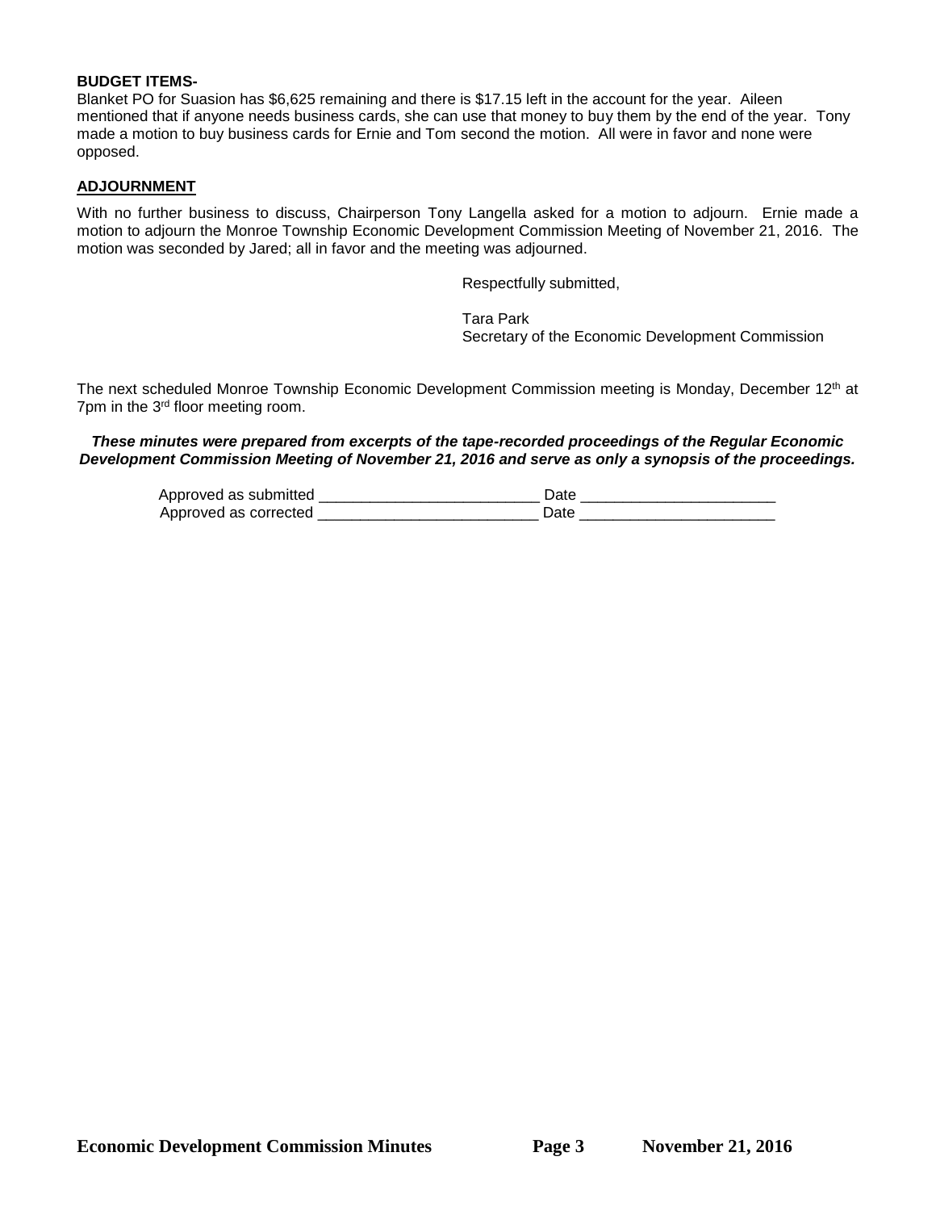**BUDGET ITEMS-**

Blanket PO for Suasion has $6,625 remaining and there is $17.15 left in the account for the year. Aileen mentioned that if anyone needs business cards, she can use that money to buy them by the end of the year. Tony made a motion to buy business cards for Ernie and Tom second the motion. All were in favor and none were opposed.

**ADJOURNMENT**

With no further business to discuss, Chairperson Tony Langella asked for a motion to adjourn. Ernie made a motion to adjourn the Monroe Township Economic Development Commission Meeting of November 21, 2016. The motion was seconded by Jared; all in favor and the meeting was adjourned.

Respectfully submitted,

Tara Park
Secretary of the Economic Development Commission

The next scheduled Monroe Township Economic Development Commission meeting is Monday, December 12th at 7pm in the 3rd floor meeting room.

***These minutes were prepared from excerpts of the tape-recorded proceedings of the Regular Economic Development Commission Meeting of November 21, 2016 and serve as only a synopsis of the proceedings.***

Approved as submitted __________________________ Date _______________________
Approved as corrected __________________________ Date _______________________